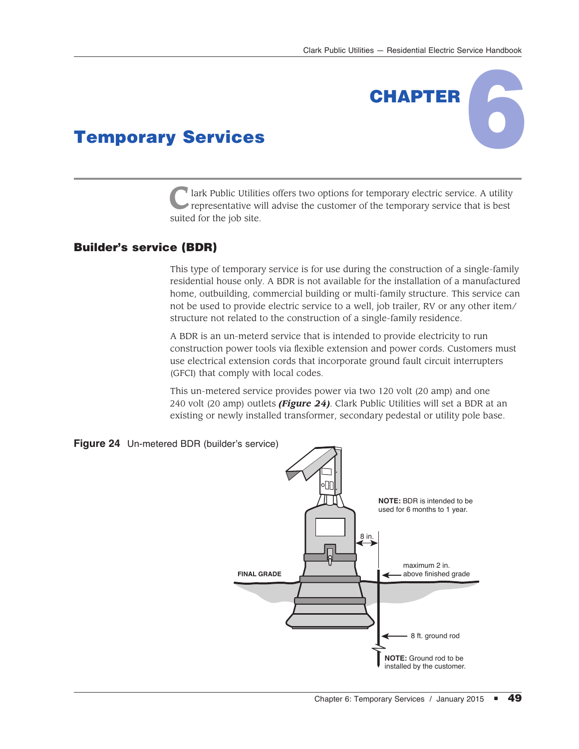# CHAPTER 6

# Temporary Services

Clark Public Utilities offers two options for temporary electric service. A utility representative will advise the customer of the temporary service that is best suited for the job site.

## Builder's service (BDR)

This type of temporary service is for use during the construction of a single-family residential house only. A BDR is not available for the installation of a manufactured home, outbuilding, commercial building or multi-family structure. This service can not be used to provide electric service to a well, job trailer, RV or any other item/ structure not related to the construction of a single-family residence.

A BDR is an un-meterd service that is intended to provide electricity to run construction power tools via flexible extension and power cords. Customers must use electrical extension cords that incorporate ground fault circuit interrupters (GFCI) that comply with local codes.

This un-metered service provides power via two 120 volt (20 amp) and one 240 volt (20 amp) outlets ***(Figure 24)***. Clark Public Utilities will set a BDR at an existing or newly installed transformer, secondary pedestal or utility pole base.

**Figure 24** Un-metered BDR (builder's service)

**NOTE:** BDR is intended to be used for 6 months to 1 year.

8 in.

maximum 2 in. above finished grade

FINAL GRADE

8 ft. ground rod

**NOTE:** Ground rod to be installed by the customer.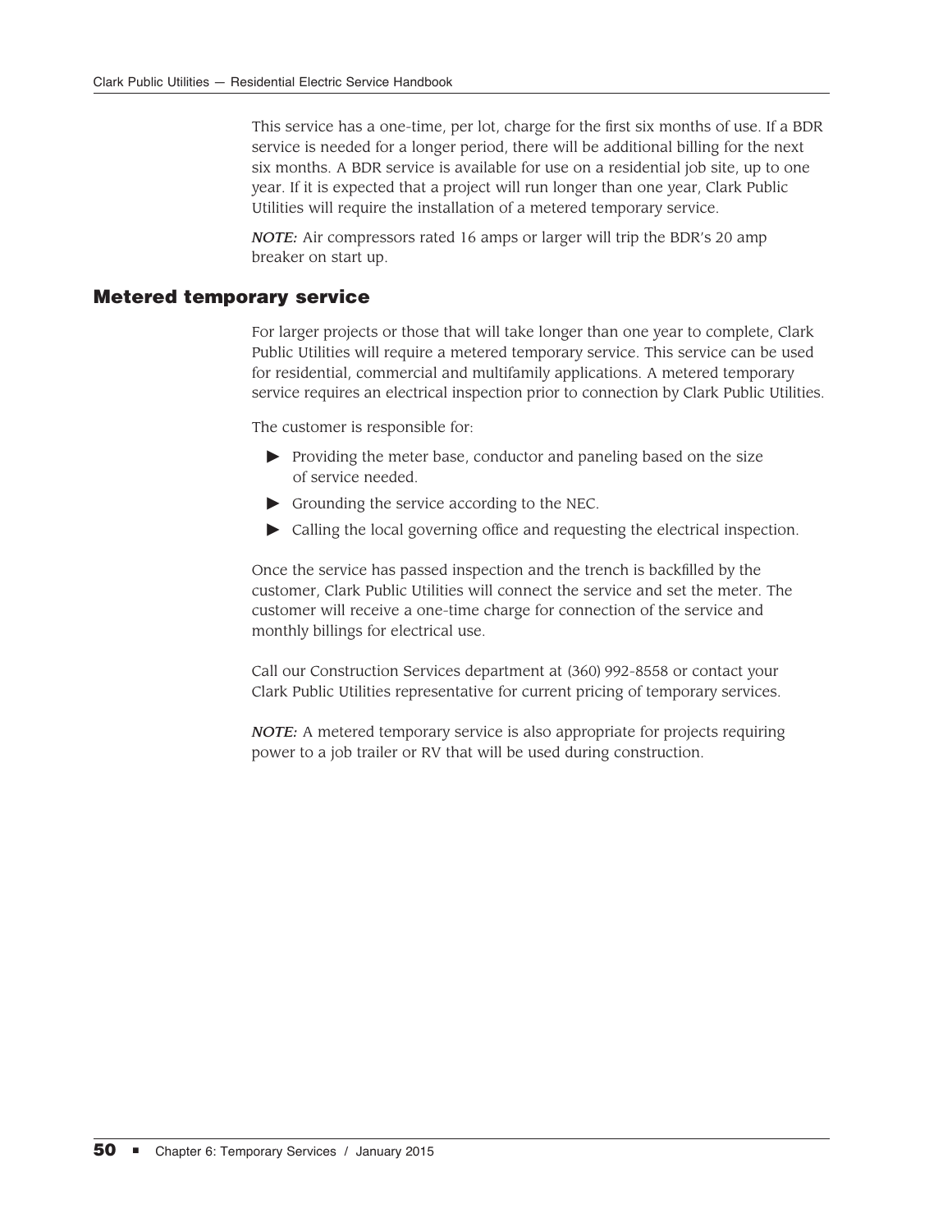This service has a one-time, per lot, charge for the first six months of use. If a BDR service is needed for a longer period, there will be additional billing for the next six months. A BDR service is available for use on a residential job site, up to one year. If it is expected that a project will run longer than one year, Clark Public Utilities will require the installation of a metered temporary service.

*NOTE:* Air compressors rated 16 amps or larger will trip the BDR's 20 amp breaker on start up.

## Metered temporary service

For larger projects or those that will take longer than one year to complete, Clark Public Utilities will require a metered temporary service. This service can be used for residential, commercial and multifamily applications. A metered temporary service requires an electrical inspection prior to connection by Clark Public Utilities.

The customer is responsible for:

- Providing the meter base, conductor and paneling based on the size of service needed.
- Grounding the service according to the NEC.
- Calling the local governing office and requesting the electrical inspection.

Once the service has passed inspection and the trench is backfilled by the customer, Clark Public Utilities will connect the service and set the meter. The customer will receive a one-time charge for connection of the service and monthly billings for electrical use.

Call our Construction Services department at (360) 992-8558 or contact your Clark Public Utilities representative for current pricing of temporary services.

*NOTE:* A metered temporary service is also appropriate for projects requiring power to a job trailer or RV that will be used during construction.